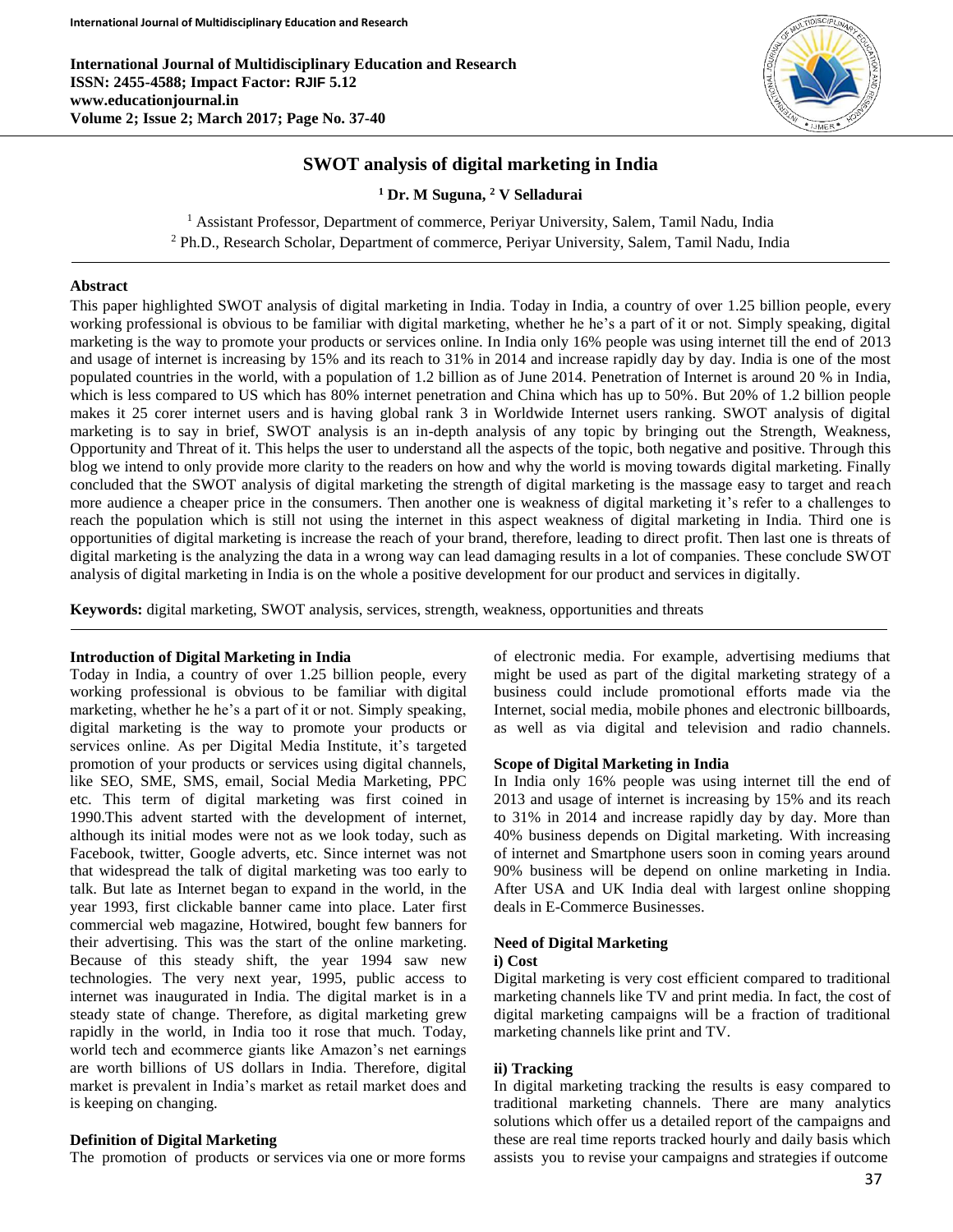# SWOT analysis of digital marketing in India

**[1] Dr. M Suguna, [2] V Selladurai**

[1] Assistant Professor, Department of commerce, Periyar University, Salem, Tamil Nadu, India
[2] Ph.D., Research Scholar, Department of commerce, Periyar University, Salem, Tamil Nadu, India

## Abstract

This paper highlighted SWOT analysis of digital marketing in India. Today in India, a country of over 1.25 billion people, every working professional is obvious to be familiar with digital marketing, whether he he's a part of it or not. Simply speaking, digital marketing is the way to promote your products or services online. In India only 16% people was using internet till the end of 2013 and usage of internet is increasing by 15% and its reach to 31% in 2014 and increase rapidly day by day. India is one of the most populated countries in the world, with a population of 1.2 billion as of June 2014. Penetration of Internet is around 20 % in India, which is less compared to US which has 80% internet penetration and China which has up to 50%. But 20% of 1.2 billion people makes it 25 corer internet users and is having global rank 3 in Worldwide Internet users ranking. SWOT analysis of digital marketing is to say in brief, SWOT analysis is an in-depth analysis of any topic by bringing out the Strength, Weakness, Opportunity and Threat of it. This helps the user to understand all the aspects of the topic, both negative and positive. Through this blog we intend to only provide more clarity to the readers on how and why the world is moving towards digital marketing. Finally concluded that the SWOT analysis of digital marketing the strength of digital marketing is the massage easy to target and reach more audience a cheaper price in the consumers. Then another one is weakness of digital marketing it's refer to a challenges to reach the population which is still not using the internet in this aspect weakness of digital marketing in India. Third one is opportunities of digital marketing is increase the reach of your brand, therefore, leading to direct profit. Then last one is threats of digital marketing is the analyzing the data in a wrong way can lead damaging results in a lot of companies. These conclude SWOT analysis of digital marketing in India is on the whole a positive development for our product and services in digitally.

**Keywords:** digital marketing, SWOT analysis, services, strength, weakness, opportunities and threats

## Introduction of Digital Marketing in India

Today in India, a country of over 1.25 billion people, every working professional is obvious to be familiar with digital marketing, whether he he's a part of it or not. Simply speaking, digital marketing is the way to promote your products or services online. As per Digital Media Institute, it's targeted promotion of your products or services using digital channels, like SEO, SME, SMS, email, Social Media Marketing, PPC etc. This term of digital marketing was first coined in 1990.This advent started with the development of internet, although its initial modes were not as we look today, such as Facebook, twitter, Google adverts, etc. Since internet was not that widespread the talk of digital marketing was too early to talk. But late as Internet began to expand in the world, in the year 1993, first clickable banner came into place. Later first commercial web magazine, Hotwired, bought few banners for their advertising. This was the start of the online marketing. Because of this steady shift, the year 1994 saw new technologies. The very next year, 1995, public access to internet was inaugurated in India. The digital market is in a steady state of change. Therefore, as digital marketing grew rapidly in the world, in India too it rose that much. Today, world tech and ecommerce giants like Amazon's net earnings are worth billions of US dollars in India. Therefore, digital market is prevalent in India's market as retail market does and is keeping on changing.

## Definition of Digital Marketing

The promotion of products or services via one or more forms of electronic media. For example, advertising mediums that might be used as part of the digital marketing strategy of a business could include promotional efforts made via the Internet, social media, mobile phones and electronic billboards, as well as via digital and television and radio channels.

## Scope of Digital Marketing in India

In India only 16% people was using internet till the end of 2013 and usage of internet is increasing by 15% and its reach to 31% in 2014 and increase rapidly day by day. More than 40% business depends on Digital marketing. With increasing of internet and Smartphone users soon in coming years around 90% business will be depend on online marketing in India. After USA and UK India deal with largest online shopping deals in E-Commerce Businesses.

## Need of Digital Marketing

### i) Cost

Digital marketing is very cost efficient compared to traditional marketing channels like TV and print media. In fact, the cost of digital marketing campaigns will be a fraction of traditional marketing channels like print and TV.

### ii) Tracking

In digital marketing tracking the results is easy compared to traditional marketing channels. There are many analytics solutions which offer us a detailed report of the campaigns and these are real time reports tracked hourly and daily basis which assists you to revise your campaigns and strategies if outcome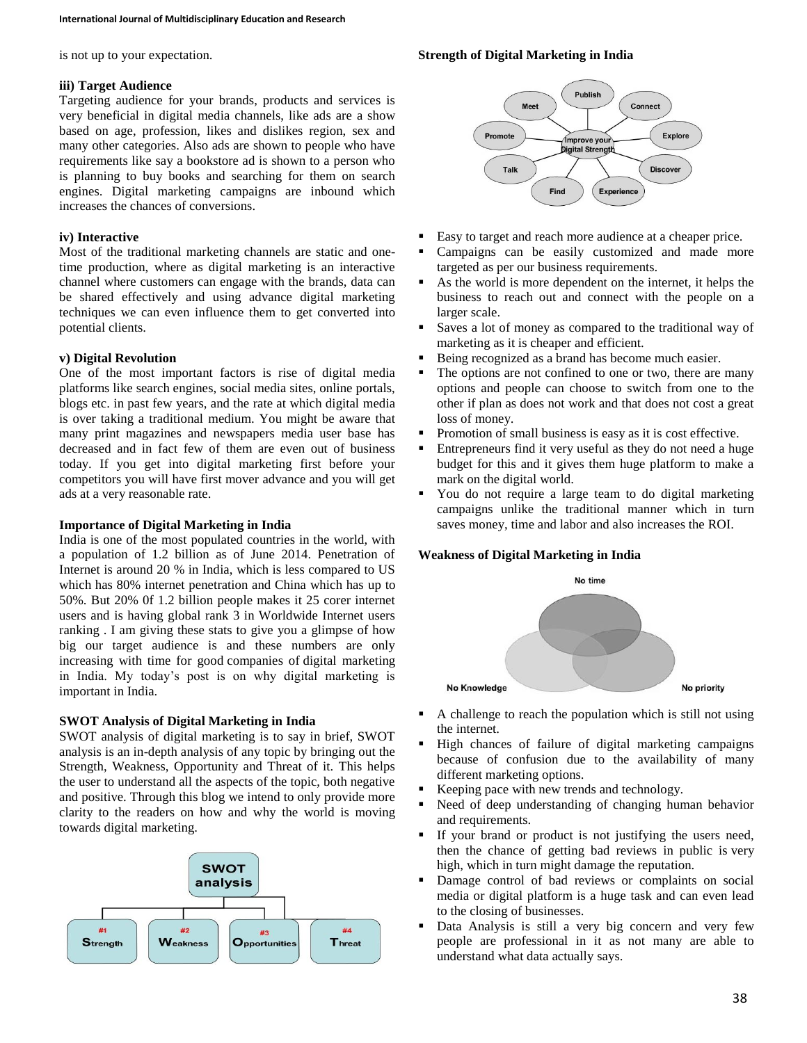is not up to your expectation.

**iii) Target Audience**

Targeting audience for your brands, products and services is very beneficial in digital media channels, like ads are a show based on age, profession, likes and dislikes region, sex and many other categories. Also ads are shown to people who have requirements like say a bookstore ad is shown to a person who is planning to buy books and searching for them on search engines. Digital marketing campaigns are inbound which increases the chances of conversions.

**iv) Interactive**

Most of the traditional marketing channels are static and one-time production, where as digital marketing is an interactive channel where customers can engage with the brands, data can be shared effectively and using advance digital marketing techniques we can even influence them to get converted into potential clients.

**v) Digital Revolution**

One of the most important factors is rise of digital media platforms like search engines, social media sites, online portals, blogs etc. in past few years, and the rate at which digital media is over taking a traditional medium. You might be aware that many print magazines and newspapers media user base has decreased and in fact few of them are even out of business today. If you get into digital marketing first before your competitors you will have first mover advance and you will get ads at a very reasonable rate.

**Importance of Digital Marketing in India**

India is one of the most populated countries in the world, with a population of 1.2 billion as of June 2014. Penetration of Internet is around 20 % in India, which is less compared to US which has 80% internet penetration and China which has up to 50%. But 20% 0f 1.2 billion people makes it 25 corer internet users and is having global rank 3 in Worldwide Internet users ranking . I am giving these stats to give you a glimpse of how big our target audience is and these numbers are only increasing with time for good companies of digital marketing in India. My today's post is on why digital marketing is important in India.

**SWOT Analysis of Digital Marketing in India**

SWOT analysis of digital marketing is to say in brief, SWOT analysis is an in-depth analysis of any topic by bringing out the Strength, Weakness, Opportunity and Threat of it. This helps the user to understand all the aspects of the topic, both negative and positive. Through this blog we intend to only provide more clarity to the readers on how and why the world is moving towards digital marketing.

**Strength of Digital Marketing in India**

- Easy to target and reach more audience at a cheaper price.
- Campaigns can be easily customized and made more targeted as per our business requirements.
- As the world is more dependent on the internet, it helps the business to reach out and connect with the people on a larger scale.
- Saves a lot of money as compared to the traditional way of marketing as it is cheaper and efficient.
- Being recognized as a brand has become much easier.
- The options are not confined to one or two, there are many options and people can choose to switch from one to the other if plan as does not work and that does not cost a great loss of money.
- Promotion of small business is easy as it is cost effective.
- Entrepreneurs find it very useful as they do not need a huge budget for this and it gives them huge platform to make a mark on the digital world.
- You do not require a large team to do digital marketing campaigns unlike the traditional manner which in turn saves money, time and labor and also increases the ROI.

**Weakness of Digital Marketing in India**

- A challenge to reach the population which is still not using the internet.
- High chances of failure of digital marketing campaigns because of confusion due to the availability of many different marketing options.
- Keeping pace with new trends and technology.
- Need of deep understanding of changing human behavior and requirements.
- If your brand or product is not justifying the users need, then the chance of getting bad reviews in public is very high, which in turn might damage the reputation.
- Damage control of bad reviews or complaints on social media or digital platform is a huge task and can even lead to the closing of businesses.
- Data Analysis is still a very big concern and very few people are professional in it as not many are able to understand what data actually says.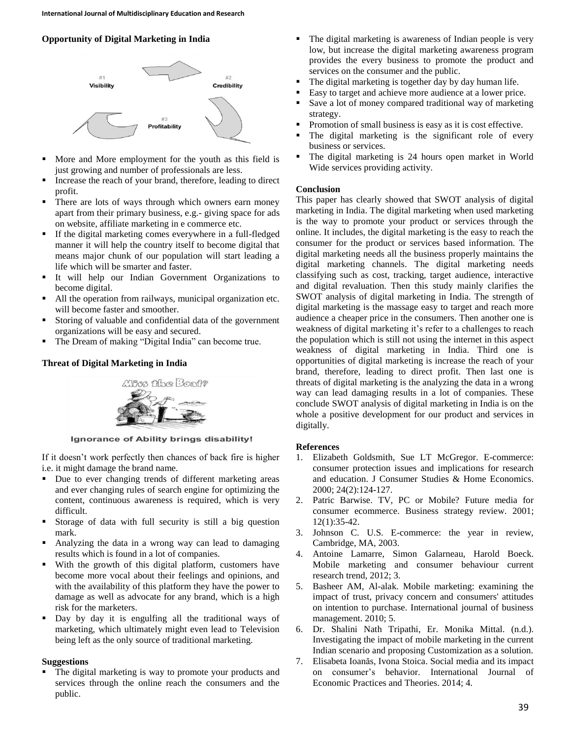**Opportunity of Digital Marketing in India**

- More and More employment for the youth as this field is just growing and number of professionals are less.
- Increase the reach of your brand, therefore, leading to direct profit.
- There are lots of ways through which owners earn money apart from their primary business, e.g.- giving space for ads on website, affiliate marketing in e commerce etc.
- If the digital marketing comes everywhere in a full-fledged manner it will help the country itself to become digital that means major chunk of our population will start leading a life which will be smarter and faster.
- It will help our Indian Government Organizations to become digital.
- All the operation from railways, municipal organization etc. will become faster and smoother.
- Storing of valuable and confidential data of the government organizations will be easy and secured.
- The Dream of making "Digital India" can become true.

**Threat of Digital Marketing in India**

Ignorance of Ability brings disability!

If it doesn't work perfectly then chances of back fire is higher i.e. it might damage the brand name.

- Due to ever changing trends of different marketing areas and ever changing rules of search engine for optimizing the content, continuous awareness is required, which is very difficult.
- Storage of data with full security is still a big question mark.
- Analyzing the data in a wrong way can lead to damaging results which is found in a lot of companies.
- With the growth of this digital platform, customers have become more vocal about their feelings and opinions, and with the availability of this platform they have the power to damage as well as advocate for any brand, which is a high risk for the marketers.
- Day by day it is engulfing all the traditional ways of marketing, which ultimately might even lead to Television being left as the only source of traditional marketing.

**Suggestions**

- The digital marketing is way to promote your products and services through the online reach the consumers and the public.
- The digital marketing is awareness of Indian people is very low, but increase the digital marketing awareness program provides the every business to promote the product and services on the consumer and the public.
- The digital marketing is together day by day human life.
- Easy to target and achieve more audience at a lower price.
- Save a lot of money compared traditional way of marketing strategy.
- Promotion of small business is easy as it is cost effective.
- The digital marketing is the significant role of every business or services.
- The digital marketing is 24 hours open market in World Wide services providing activity.

**Conclusion**

This paper has clearly showed that SWOT analysis of digital marketing in India. The digital marketing when used marketing is the way to promote your product or services through the online. It includes, the digital marketing is the easy to reach the consumer for the product or services based information. The digital marketing needs all the business properly maintains the digital marketing channels. The digital marketing needs classifying such as cost, tracking, target audience, interactive and digital revaluation. Then this study mainly clarifies the SWOT analysis of digital marketing in India. The strength of digital marketing is the massage easy to target and reach more audience a cheaper price in the consumers. Then another one is weakness of digital marketing it's refer to a challenges to reach the population which is still not using the internet in this aspect weakness of digital marketing in India. Third one is opportunities of digital marketing is increase the reach of your brand, therefore, leading to direct profit. Then last one is threats of digital marketing is the analyzing the data in a wrong way can lead damaging results in a lot of companies. These conclude SWOT analysis of digital marketing in India is on the whole a positive development for our product and services in digitally.

**References**

1. Elizabeth Goldsmith, Sue LT McGregor. E-commerce: consumer protection issues and implications for research and education. J Consumer Studies & Home Economics. 2000; 24(2):124-127.
2. Patric Barwise. TV, PC or Mobile? Future media for consumer ecommerce. Business strategy review. 2001; 12(1):35-42.
3. Johnson C. U.S. E-commerce: the year in review, Cambridge, MA, 2003.
4. Antoine Lamarre, Simon Galarneau, Harold Boeck. Mobile marketing and consumer behaviour current research trend, 2012; 3.
5. Basheer AM, Al-alak. Mobile marketing: examining the impact of trust, privacy concern and consumers' attitudes on intention to purchase. International journal of business management. 2010; 5.
6. Dr. Shalini Nath Tripathi, Er. Monika Mittal. (n.d.). Investigating the impact of mobile marketing in the current Indian scenario and proposing Customization as a solution.
7. Elisabeta Ioanăs, Ivona Stoica. Social media and its impact on consumer's behavior. International Journal of Economic Practices and Theories. 2014; 4.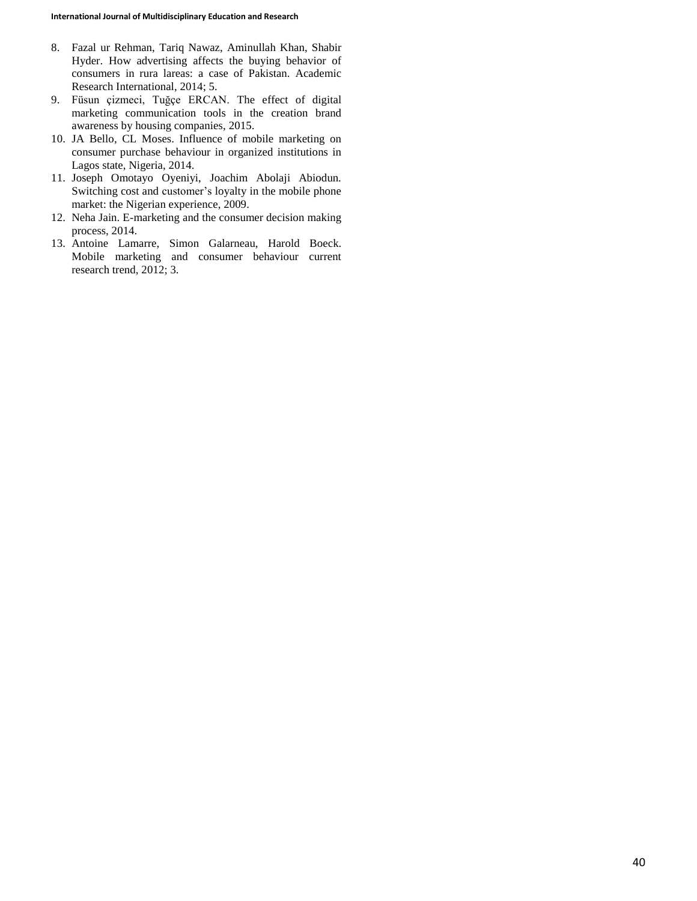8. Fazal ur Rehman, Tariq Nawaz, Aminullah Khan, Shabir Hyder. How advertising affects the buying behavior of consumers in rura lareas: a case of Pakistan. Academic Research International, 2014; 5.
9. Füsun çizmeci, Tuğçe ERCAN. The effect of digital marketing communication tools in the creation brand awareness by housing companies, 2015.
10. JA Bello, CL Moses. Influence of mobile marketing on consumer purchase behaviour in organized institutions in Lagos state, Nigeria, 2014.
11. Joseph Omotayo Oyeniyi, Joachim Abolaji Abiodun. Switching cost and customer's loyalty in the mobile phone market: the Nigerian experience, 2009.
12. Neha Jain. E-marketing and the consumer decision making process, 2014.
13. Antoine Lamarre, Simon Galarneau, Harold Boeck. Mobile marketing and consumer behaviour current research trend, 2012; 3.